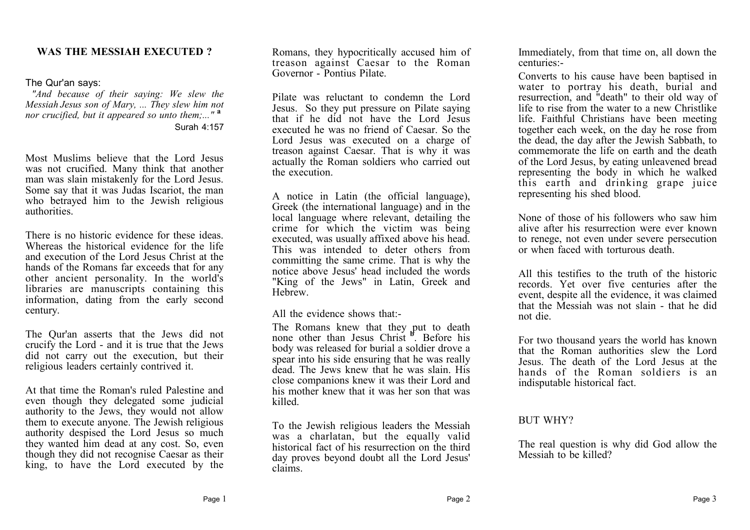## WAS THE MESSIAH EXECUTED ?

The Qur'an says:

*"And because of their saying: We slew the Messiah Jesus son of Mary, ... They slew him not nor crucified, but it appeared so unto them;..."* [a]

Surah 4:157

Most Muslims believe that the Lord Jesus was not crucified. Many think that another man was slain mistakenly for the Lord Jesus. Some say that it was Judas Iscariot, the man who betrayed him to the Jewish religious authorities.

There is no historic evidence for these ideas. Whereas the historical evidence for the life and execution of the Lord Jesus Christ at the hands of the Romans far exceeds that for any other ancient personality. In the world's libraries are manuscripts containing this information, dating from the early second century.

The Qur'an asserts that the Jews did not crucify the Lord - and it is true that the Jews did not carry out the execution, but their religious leaders certainly contrived it.

At that time the Roman's ruled Palestine and even though they delegated some judicial authority to the Jews, they would not allow them to execute anyone. The Jewish religious authority despised the Lord Jesus so much they wanted him dead at any cost. So, even though they did not recognise Caesar as their king, to have the Lord executed by the Romans, they hypocritically accused him of treason against Caesar to the Roman Governor - Pontius Pilate.

Pilate was reluctant to condemn the Lord Jesus. So they put pressure on Pilate saying that if he did not have the Lord Jesus executed he was no friend of Caesar. So the Lord Jesus was executed on a charge of treason against Caesar. That is why it was actually the Roman soldiers who carried out the execution.

A notice in Latin (the official language), Greek (the international language) and in the local language where relevant, detailing the crime for which the victim was being executed, was usually affixed above his head. This was intended to deter others from committing the same crime. That is why the notice above Jesus' head included the words "King of the Jews" in Latin, Greek and Hebrew.

All the evidence shows that:-

The Romans knew that they put to death none other than Jesus Christ [b]. Before his body was released for burial a soldier drove a spear into his side ensuring that he was really dead. The Jews knew that he was slain. His close companions knew it was their Lord and his mother knew that it was her son that was killed.

To the Jewish religious leaders the Messiah was a charlatan, but the equally valid historical fact of his resurrection on the third day proves beyond doubt all the Lord Jesus' claims.

Immediately, from that time on, all down the centuries:-

Converts to his cause have been baptised in water to portray his death, burial and resurrection, and "death" to their old way of life to rise from the water to a new Christlike life. Faithful Christians have been meeting together each week, on the day he rose from the dead, the day after the Jewish Sabbath, to commemorate the life on earth and the death of the Lord Jesus, by eating unleavened bread representing the body in which he walked this earth and drinking grape juice representing his shed blood.

None of those of his followers who saw him alive after his resurrection were ever known to renege, not even under severe persecution or when faced with torturous death.

All this testifies to the truth of the historic records. Yet over five centuries after the event, despite all the evidence, it was claimed that the Messiah was not slain - that he did not die.

For two thousand years the world has known that the Roman authorities slew the Lord Jesus. The death of the Lord Jesus at the hands of the Roman soldiers is an indisputable historical fact.

BUT WHY?

The real question is why did God allow the Messiah to be killed?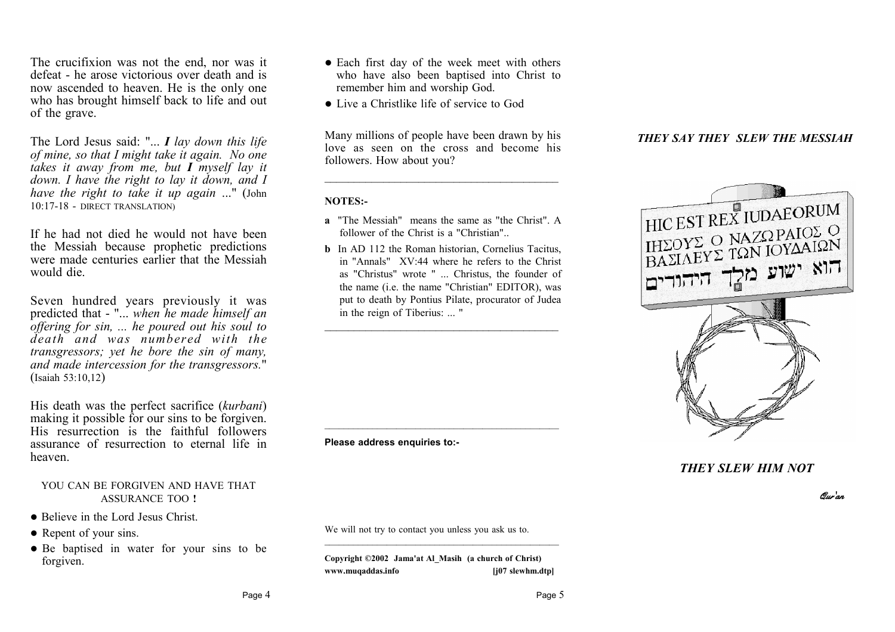The crucifixion was not the end, nor was it defeat - he arose victorious over death and is now ascended to heaven. He is the only one who has brought himself back to life and out of the grave.

The Lord Jesus said: "*... **I** lay down this life of mine, so that I might take it again. No one takes it away from me, but **I** myself lay it down. I have the right to lay it down, and I have the right to take it up again ...*" (John 10:17-18 - DIRECT TRANSLATION)

If he had not died he would not have been the Messiah because prophetic predictions were made centuries earlier that the Messiah would die.

Seven hundred years previously it was predicted that - "*... when he made himself an offering for sin, ... he poured out his soul to death and was numbered with the transgressors; yet he bore the sin of many, and made intercession for the transgressors.*" (Isaiah 53:10,12)

His death was the perfect sacrifice (*kurbani*) making it possible for our sins to be forgiven. His resurrection is the faithful followers assurance of resurrection to eternal life in heaven.

YOU CAN BE FORGIVEN AND HAVE THAT ASSURANCE TOO **!**

- Believe in the Lord Jesus Christ.
- Repent of your sins.
- Be baptised in water for your sins to be forgiven.
- Each first day of the week meet with others who have also been baptised into Christ to remember him and worship God.
- Live a Christlike life of service to God

Many millions of people have been drawn by his love as seen on the cross and become his followers. How about you?

---

**NOTES:-**

**a** "The Messiah" means the same as "the Christ". A follower of the Christ is a "Christian"..

**b** In AD 112 the Roman historian, Cornelius Tacitus, in "Annals" XV:44 where he refers to the Christ as "Christus" wrote " ... Christus, the founder of the name (i.e. the name "Christian" EDITOR), was put to death by Pontius Pilate, procurator of Judea in the reign of Tiberius: ... "

---

---

**Please address enquiries to:-**

We will not try to contact you unless you ask us to.

---

**Copyright ©2002 Jama'at Al_Masih (a church of Christ)**
**www.muqaddas.info [j07 slewhm.dtp]**

***THEY SAY THEY SLEW THE MESSIAH***

HIC EST REX IUDAEORUM
ΙΗΣΟΥΣ Ο ΝΑΖΩΡΑΙΟΣ Ο ΒΑΣΙΛΕΥΣ ΤΩΝ ΙΟΥΔΑΙΩΝ
הוא ישוע מלך היהודים

***THEY SLEW HIM NOT***

*Qur'an*